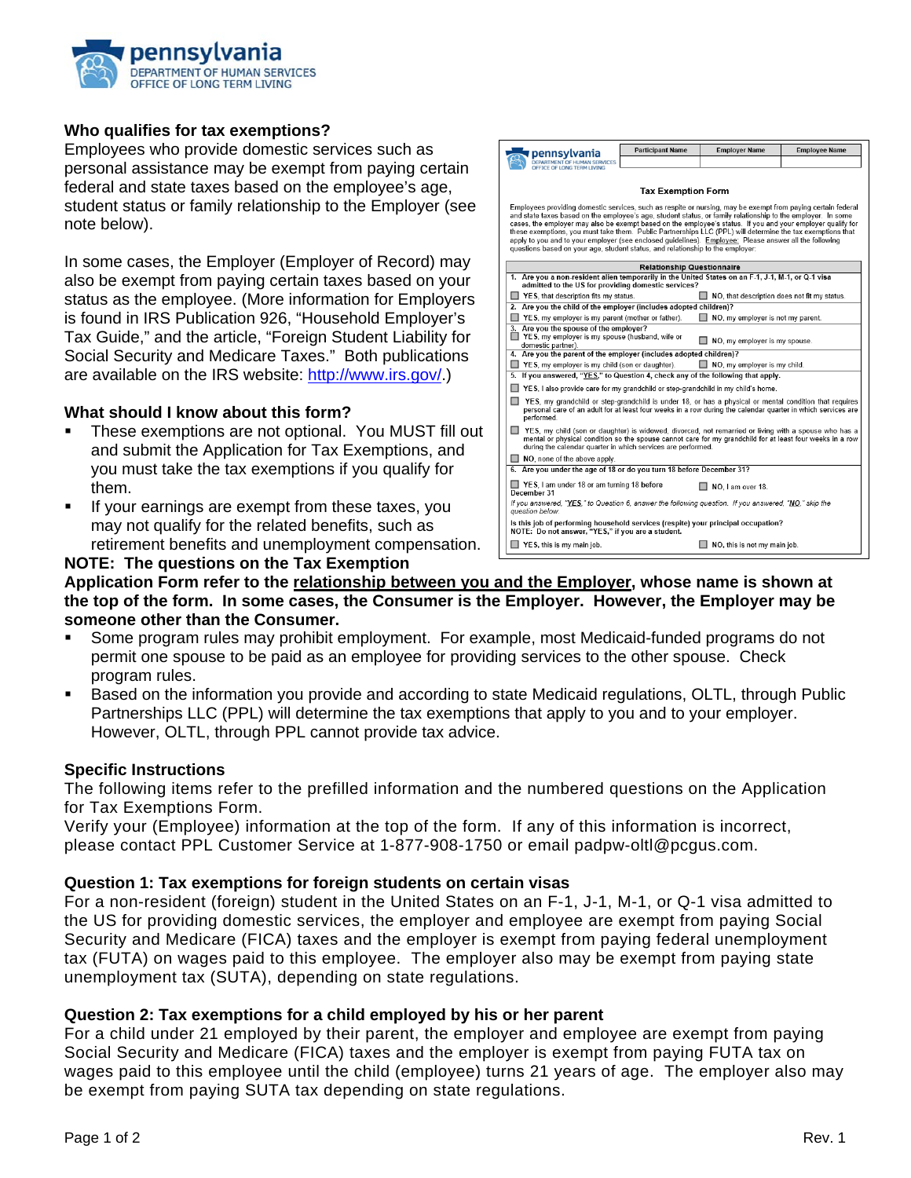## Who qualifies for tax exemptions?

Employees who provide domestic services such as personal assistance may be exempt from paying certain federal and state taxes based on the employee's age, student status or family relationship to the Employer (see note below).

In some cases, the Employer (Employer of Record) may also be exempt from paying certain taxes based on your status as the employee. (More information for Employers is found in IRS Publication 926, "Household Employer's Tax Guide," and the article, "Foreign Student Liability for Social Security and Medicare Taxes." Both publications are available on the IRS website: http://www.irs.gov/.)

## What should I know about this form?

- These exemptions are not optional. You MUST fill out and submit the Application for Tax Exemptions, and you must take the tax exemptions if you qualify for them.
- If your earnings are exempt from these taxes, you may not qualify for the related benefits, such as retirement benefits and unemployment compensation.

**NOTE: The questions on the Tax Exemption Application Form refer to the relationship between you and the Employer, whose name is shown at the top of the form. In some cases, the Consumer is the Employer. However, the Employer may be someone other than the Consumer.**

- Some program rules may prohibit employment. For example, most Medicaid-funded programs do not permit one spouse to be paid as an employee for providing services to the other spouse. Check program rules.
- Based on the information you provide and according to state Medicaid regulations, OLTL, through Public Partnerships LLC (PPL) will determine the tax exemptions that apply to you and to your employer. However, OLTL, through PPL cannot provide tax advice.

## Specific Instructions

The following items refer to the prefilled information and the numbered questions on the Application for Tax Exemptions Form.

Verify your (Employee) information at the top of the form. If any of this information is incorrect, please contact PPL Customer Service at 1-877-908-1750 or email padpw-oltl@pcgus.com.

## Question 1: Tax exemptions for foreign students on certain visas

For a non-resident (foreign) student in the United States on an F-1, J-1, M-1, or Q-1 visa admitted to the US for providing domestic services, the employer and employee are exempt from paying Social Security and Medicare (FICA) taxes and the employer is exempt from paying federal unemployment tax (FUTA) on wages paid to this employee. The employer also may be exempt from paying state unemployment tax (SUTA), depending on state regulations.

## Question 2: Tax exemptions for a child employed by his or her parent

For a child under 21 employed by their parent, the employer and employee are exempt from paying Social Security and Medicare (FICA) taxes and the employer is exempt from paying FUTA tax on wages paid to this employee until the child (employee) turns 21 years of age. The employer also may be exempt from paying SUTA tax depending on state regulations.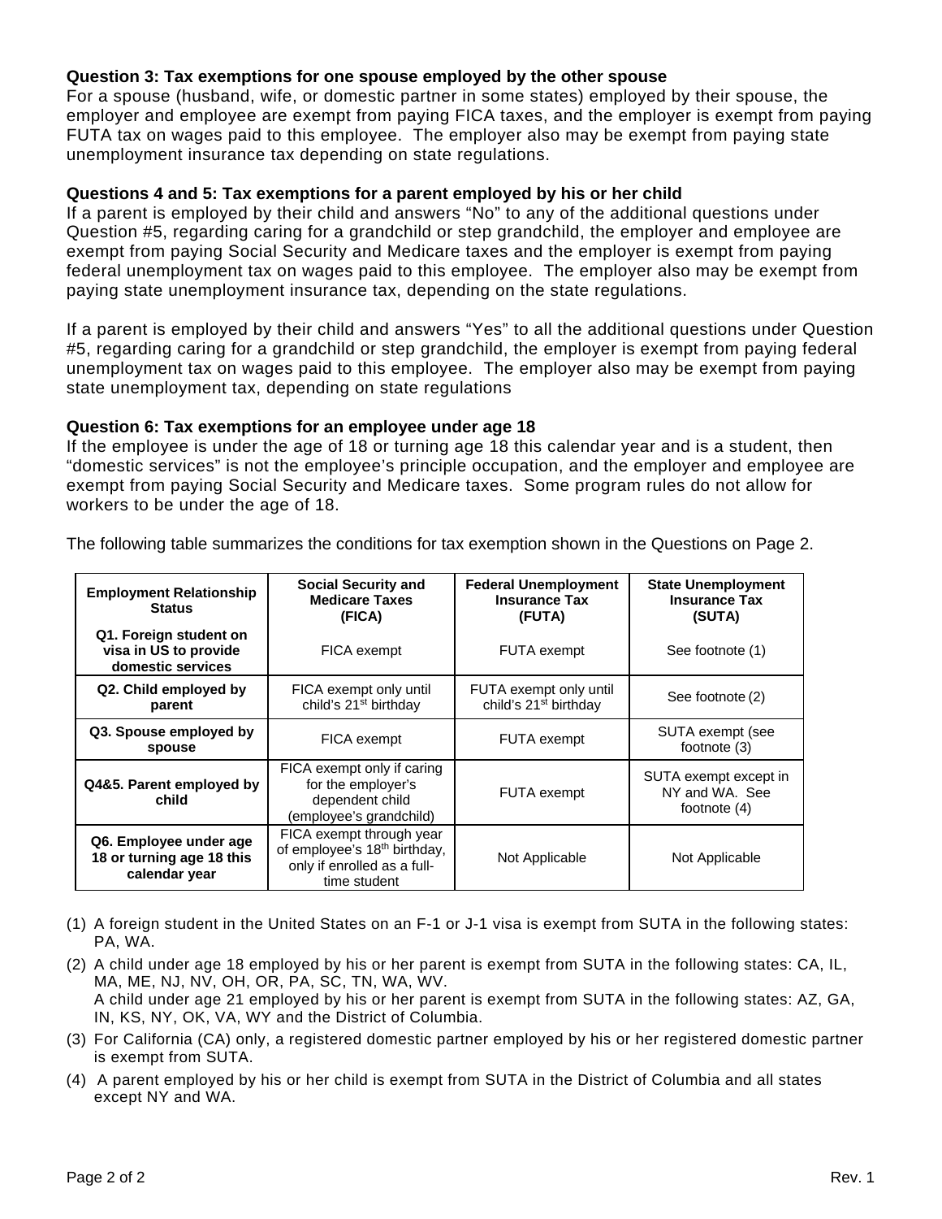**Question 3: Tax exemptions for one spouse employed by the other spouse**
For a spouse (husband, wife, or domestic partner in some states) employed by their spouse, the employer and employee are exempt from paying FICA taxes, and the employer is exempt from paying FUTA tax on wages paid to this employee. The employer also may be exempt from paying state unemployment insurance tax depending on state regulations.

**Questions 4 and 5: Tax exemptions for a parent employed by his or her child**
If a parent is employed by their child and answers "No" to any of the additional questions under Question #5, regarding caring for a grandchild or step grandchild, the employer and employee are exempt from paying Social Security and Medicare taxes and the employer is exempt from paying federal unemployment tax on wages paid to this employee. The employer also may be exempt from paying state unemployment insurance tax, depending on the state regulations.

If a parent is employed by their child and answers "Yes" to all the additional questions under Question #5, regarding caring for a grandchild or step grandchild, the employer is exempt from paying federal unemployment tax on wages paid to this employee. The employer also may be exempt from paying state unemployment tax, depending on state regulations

**Question 6: Tax exemptions for an employee under age 18**
If the employee is under the age of 18 or turning age 18 this calendar year and is a student, then "domestic services" is not the employee's principle occupation, and the employer and employee are exempt from paying Social Security and Medicare taxes. Some program rules do not allow for workers to be under the age of 18.

The following table summarizes the conditions for tax exemption shown in the Questions on Page 2.

| Employment Relationship Status | Social Security and Medicare Taxes (FICA) | Federal Unemployment Insurance Tax (FUTA) | State Unemployment Insurance Tax (SUTA) |
|---|---|---|---|
| **Q1. Foreign student on visa in US to provide domestic services** | FICA exempt | FUTA exempt | See footnote (1) |
| **Q2. Child employed by parent** | FICA exempt only until child's 21st birthday | FUTA exempt only until child's 21st birthday | See footnote (2) |
| **Q3. Spouse employed by spouse** | FICA exempt | FUTA exempt | SUTA exempt (see footnote (3) |
| **Q4&5. Parent employed by child** | FICA exempt only if caring for the employer's dependent child (employee's grandchild) | FUTA exempt | SUTA exempt except in NY and WA. See footnote (4) |
| **Q6. Employee under age 18 or turning age 18 this calendar year** | FICA exempt through year of employee's 18th birthday, only if enrolled as a full-time student | Not Applicable | Not Applicable |

(1) A foreign student in the United States on an F-1 or J-1 visa is exempt from SUTA in the following states: PA, WA.

(2) A child under age 18 employed by his or her parent is exempt from SUTA in the following states: CA, IL, MA, ME, NJ, NV, OH, OR, PA, SC, TN, WA, WV.
A child under age 21 employed by his or her parent is exempt from SUTA in the following states: AZ, GA, IN, KS, NY, OK, VA, WY and the District of Columbia.

(3) For California (CA) only, a registered domestic partner employed by his or her registered domestic partner is exempt from SUTA.

(4) A parent employed by his or her child is exempt from SUTA in the District of Columbia and all states except NY and WA.